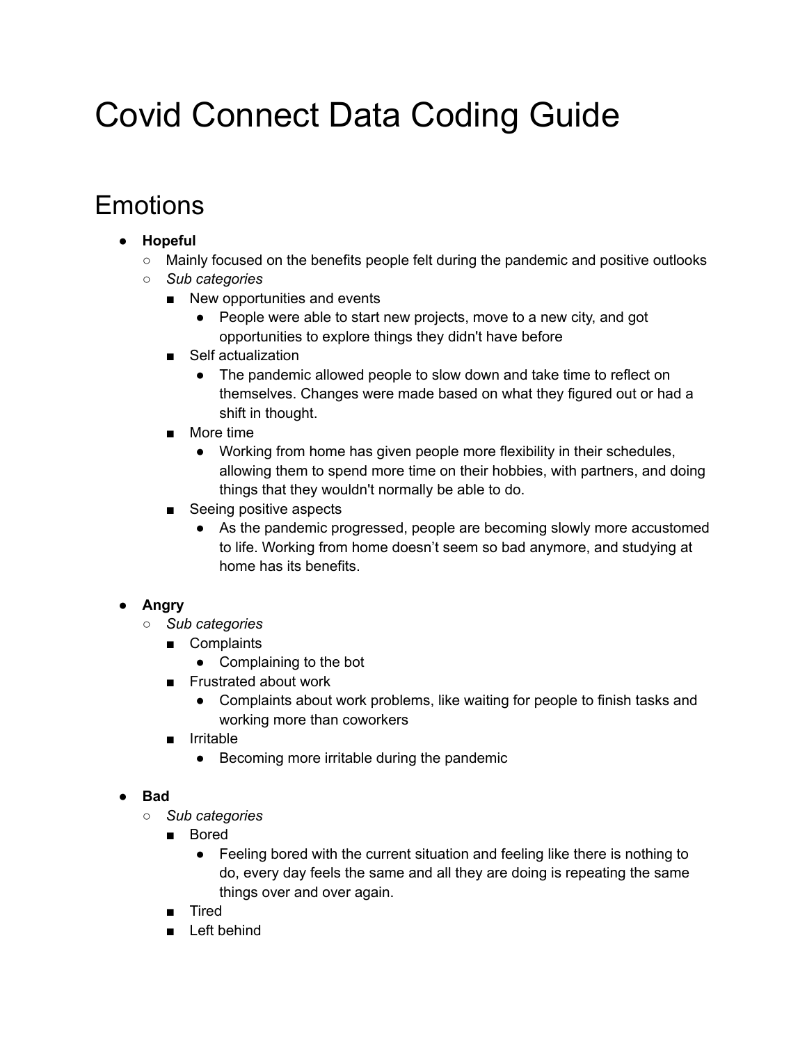# Covid Connect Data Coding Guide

## Emotions

- **Hopeful**
  - Mainly focused on the benefits people felt during the pandemic and positive outlooks
  - *Sub categories*
    - New opportunities and events
      - People were able to start new projects, move to a new city, and got opportunities to explore things they didn't have before
    - Self actualization
      - The pandemic allowed people to slow down and take time to reflect on themselves. Changes were made based on what they figured out or had a shift in thought.
    - More time
      - Working from home has given people more flexibility in their schedules, allowing them to spend more time on their hobbies, with partners, and doing things that they wouldn't normally be able to do.
    - Seeing positive aspects
      - As the pandemic progressed, people are becoming slowly more accustomed to life. Working from home doesn't seem so bad anymore, and studying at home has its benefits.

- **Angry**
  - *Sub categories*
    - Complaints
      - Complaining to the bot
    - Frustrated about work
      - Complaints about work problems, like waiting for people to finish tasks and working more than coworkers
    - Irritable
      - Becoming more irritable during the pandemic

- **Bad**
  - *Sub categories*
    - Bored
      - Feeling bored with the current situation and feeling like there is nothing to do, every day feels the same and all they are doing is repeating the same things over and over again.
    - Tired
    - Left behind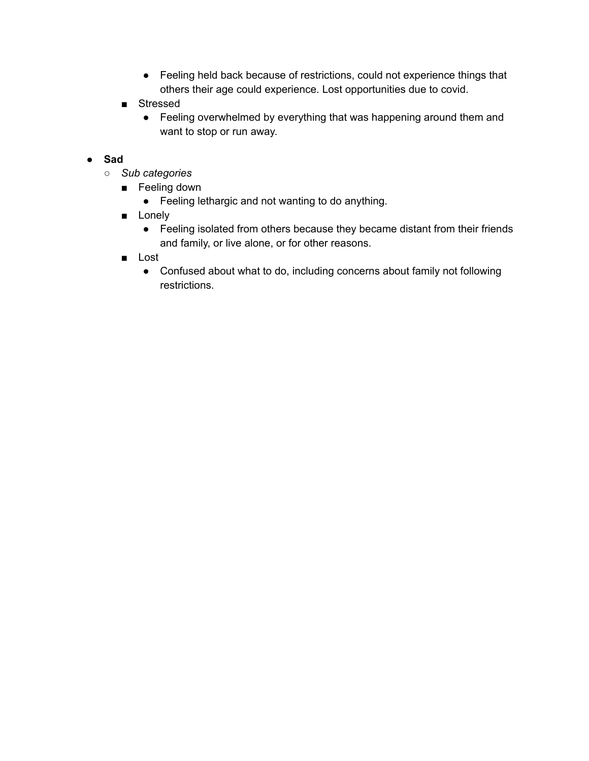- Feeling held back because of restrictions, could not experience things that others their age could experience. Lost opportunities due to covid.
        - Stressed
            - Feeling overwhelmed by everything that was happening around them and want to stop or run away.

- **Sad**
    - *Sub categories*
        - Feeling down
            - Feeling lethargic and not wanting to do anything.
        - Lonely
            - Feeling isolated from others because they became distant from their friends and family, or live alone, or for other reasons.
        - Lost
            - Confused about what to do, including concerns about family not following restrictions.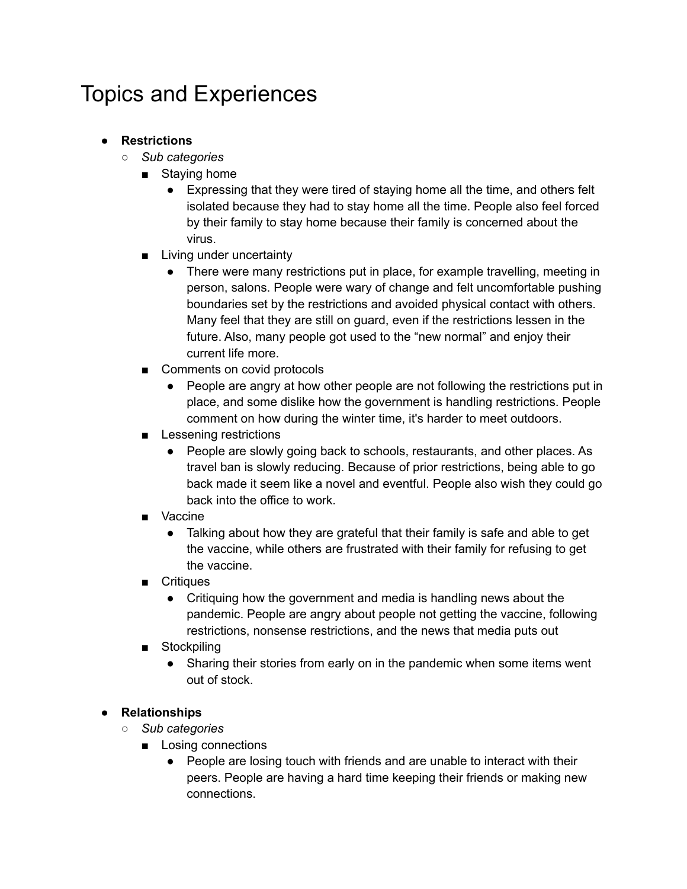# Topics and Experiences

- **Restrictions**
  - *Sub categories*
    - Staying home
      - Expressing that they were tired of staying home all the time, and others felt isolated because they had to stay home all the time. People also feel forced by their family to stay home because their family is concerned about the virus.
    - Living under uncertainty
      - There were many restrictions put in place, for example travelling, meeting in person, salons. People were wary of change and felt uncomfortable pushing boundaries set by the restrictions and avoided physical contact with others. Many feel that they are still on guard, even if the restrictions lessen in the future. Also, many people got used to the "new normal" and enjoy their current life more.
    - Comments on covid protocols
      - People are angry at how other people are not following the restrictions put in place, and some dislike how the government is handling restrictions. People comment on how during the winter time, it's harder to meet outdoors.
    - Lessening restrictions
      - People are slowly going back to schools, restaurants, and other places. As travel ban is slowly reducing. Because of prior restrictions, being able to go back made it seem like a novel and eventful. People also wish they could go back into the office to work.
    - Vaccine
      - Talking about how they are grateful that their family is safe and able to get the vaccine, while others are frustrated with their family for refusing to get the vaccine.
    - Critiques
      - Critiquing how the government and media is handling news about the pandemic. People are angry about people not getting the vaccine, following restrictions, nonsense restrictions, and the news that media puts out
    - Stockpiling
      - Sharing their stories from early on in the pandemic when some items went out of stock.

- **Relationships**
  - *Sub categories*
    - Losing connections
      - People are losing touch with friends and are unable to interact with their peers. People are having a hard time keeping their friends or making new connections.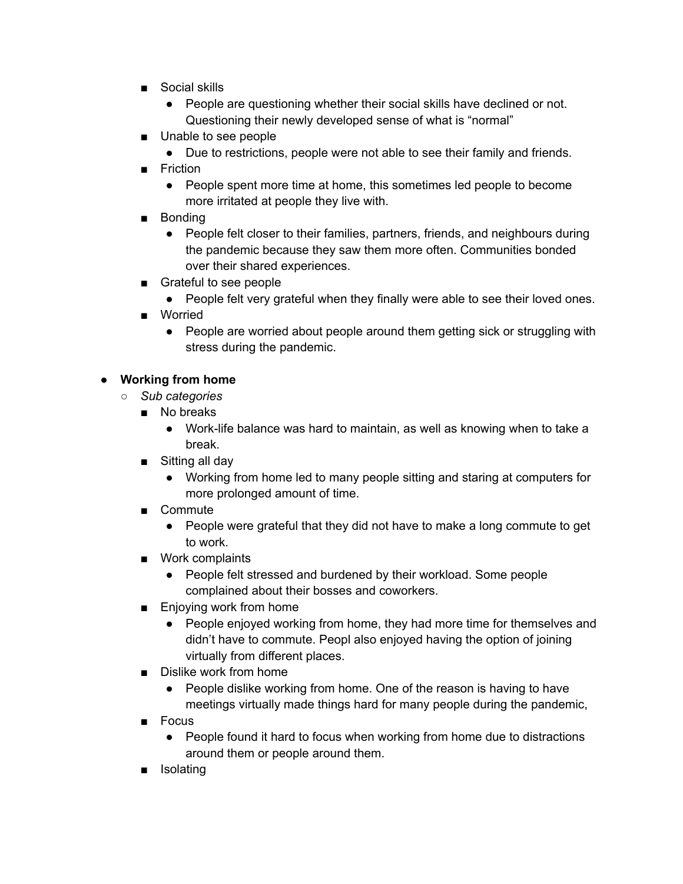- Social skills
            - People are questioning whether their social skills have declined or not. Questioning their newly developed sense of what is "normal"
        - Unable to see people
            - Due to restrictions, people were not able to see their family and friends.
        - Friction
            - People spent more time at home, this sometimes led people to become more irritated at people they live with.
        - Bonding
            - People felt closer to their families, partners, friends, and neighbours during the pandemic because they saw them more often. Communities bonded over their shared experiences.
        - Grateful to see people
            - People felt very grateful when they finally were able to see their loved ones.
        - Worried
            - People are worried about people around them getting sick or struggling with stress during the pandemic.

- **Working from home**
    - *Sub categories*
        - No breaks
            - Work-life balance was hard to maintain, as well as knowing when to take a break.
        - Sitting all day
            - Working from home led to many people sitting and staring at computers for more prolonged amount of time.
        - Commute
            - People were grateful that they did not have to make a long commute to get to work.
        - Work complaints
            - People felt stressed and burdened by their workload. Some people complained about their bosses and coworkers.
        - Enjoying work from home
            - People enjoyed working from home, they had more time for themselves and didn't have to commute. Peopl also enjoyed having the option of joining virtually from different places.
        - Dislike work from home
            - People dislike working from home. One of the reason is having to have meetings virtually made things hard for many people during the pandemic,
        - Focus
            - People found it hard to focus when working from home due to distractions around them or people around them.
        - Isolating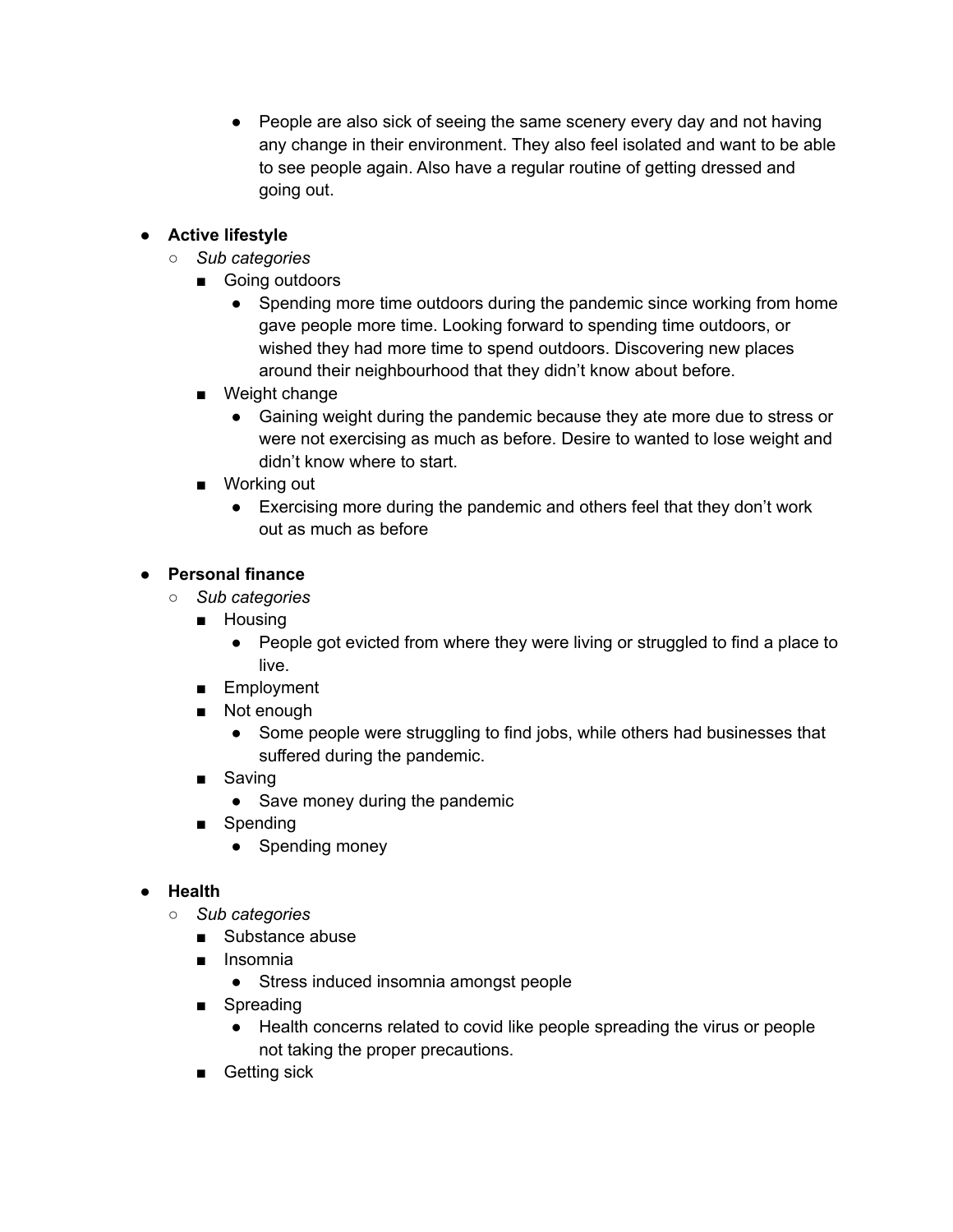- People are also sick of seeing the same scenery every day and not having any change in their environment. They also feel isolated and want to be able to see people again. Also have a regular routine of getting dressed and going out.

- **Active lifestyle**
  - *Sub categories*
    - Going outdoors
      - Spending more time outdoors during the pandemic since working from home gave people more time. Looking forward to spending time outdoors, or wished they had more time to spend outdoors. Discovering new places around their neighbourhood that they didn't know about before.
    - Weight change
      - Gaining weight during the pandemic because they ate more due to stress or were not exercising as much as before. Desire to wanted to lose weight and didn't know where to start.
    - Working out
      - Exercising more during the pandemic and others feel that they don't work out as much as before

- **Personal finance**
  - *Sub categories*
    - Housing
      - People got evicted from where they were living or struggled to find a place to live.
    - Employment
    - Not enough
      - Some people were struggling to find jobs, while others had businesses that suffered during the pandemic.
    - Saving
      - Save money during the pandemic
    - Spending
      - Spending money

- **Health**
  - *Sub categories*
    - Substance abuse
    - Insomnia
      - Stress induced insomnia amongst people
    - Spreading
      - Health concerns related to covid like people spreading the virus or people not taking the proper precautions.
    - Getting sick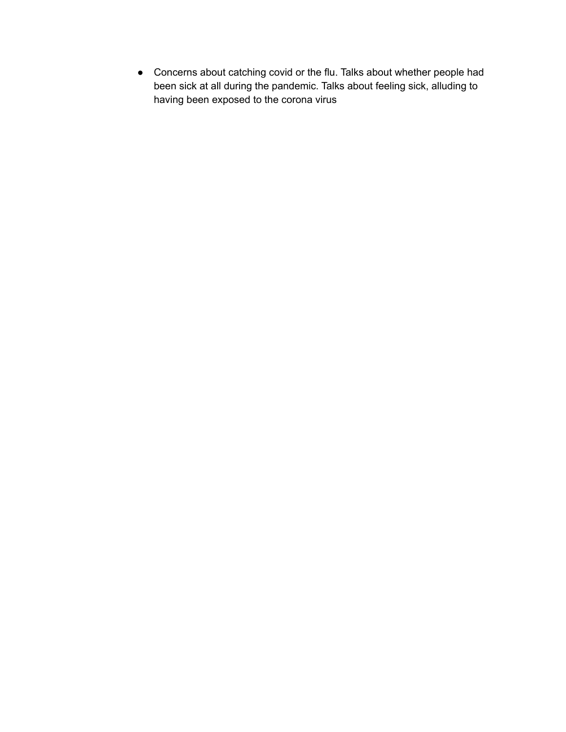- Concerns about catching covid or the flu. Talks about whether people had been sick at all during the pandemic. Talks about feeling sick, alluding to having been exposed to the corona virus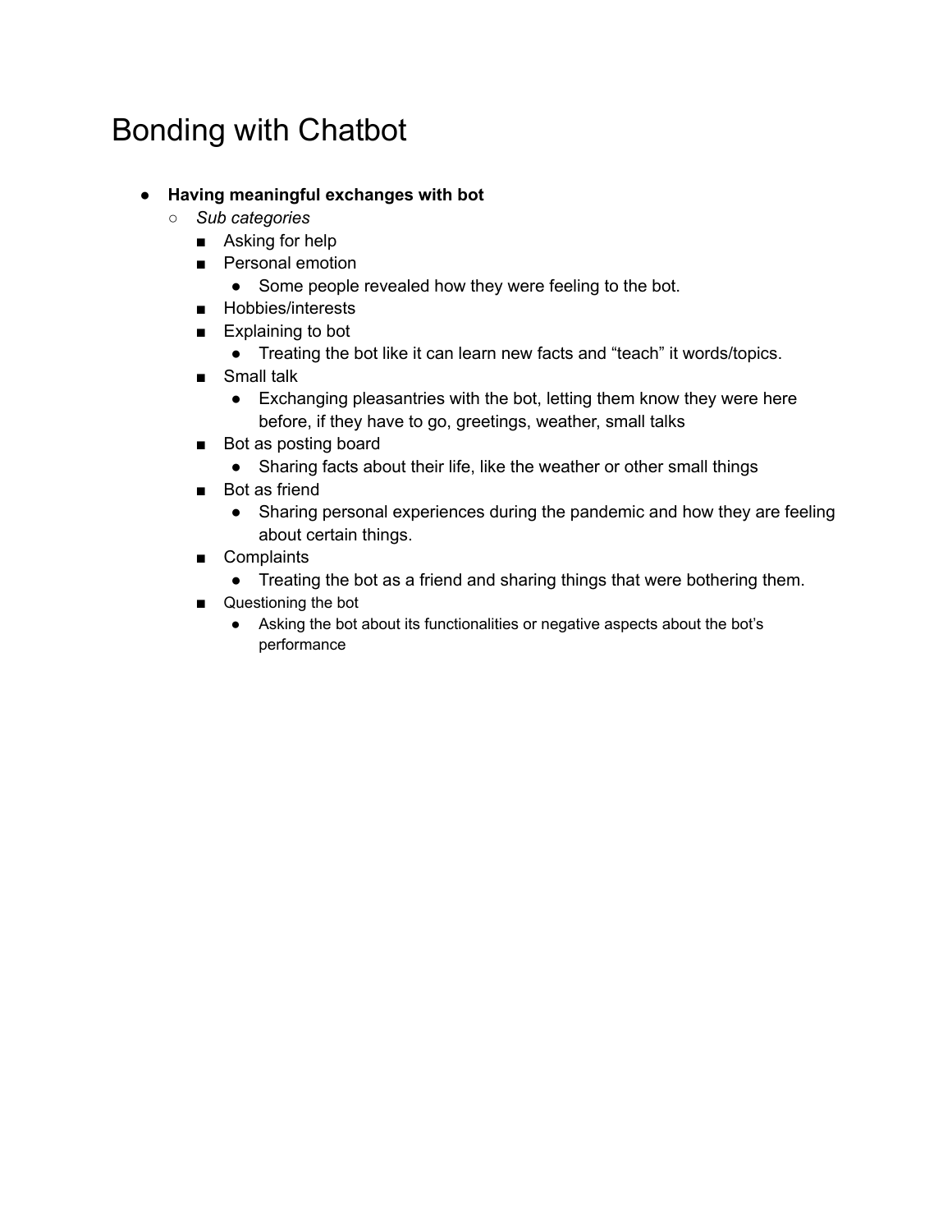# Bonding with Chatbot

- **Having meaningful exchanges with bot**
    - *Sub categories*
        - Asking for help
        - Personal emotion
            - Some people revealed how they were feeling to the bot.
        - Hobbies/interests
        - Explaining to bot
            - Treating the bot like it can learn new facts and “teach” it words/topics.
        - Small talk
            - Exchanging pleasantries with the bot, letting them know they were here before, if they have to go, greetings, weather, small talks
        - Bot as posting board
            - Sharing facts about their life, like the weather or other small things
        - Bot as friend
            - Sharing personal experiences during the pandemic and how they are feeling about certain things.
        - Complaints
            - Treating the bot as a friend and sharing things that were bothering them.
        - Questioning the bot
            - Asking the bot about its functionalities or negative aspects about the bot’s performance